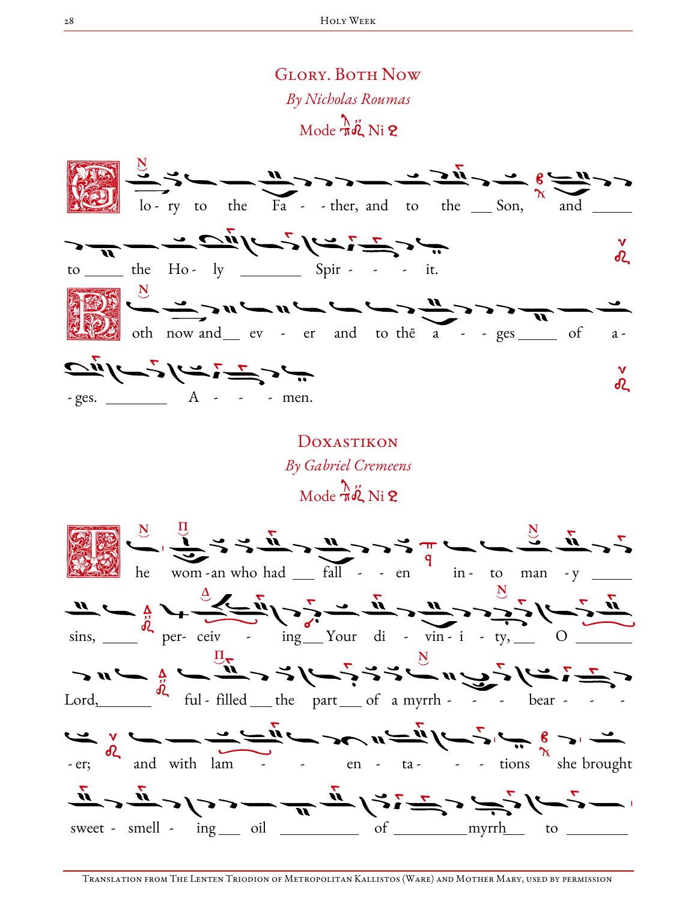## Glory. Both Now

*By Nicholas Roumas*

Mode Ni

Glo - ry to the Fa - - ther, and to the ___ Son, and _____ to _____ the Ho - ly ________ Spir - - - it.

Both now and__ ev - er and to thē a - - ges _____ of a - - ges. ________ A - - - men.

## Doxastikon

*By Gabriel Cremeens*

Mode Ni

The wom - an who had ___ fall - - en in - to man - y _____ sins, _____ per- ceiv - ing___ Your di - vin - i - ty,___ O ________ Lord,________ ful - filled ___ the part ___ of a myrrh - - - bear - - - - er; and with lam - - en - ta - - - tions she brought sweet - smell - ing___ oil __________ of __________myrrh___ to ________

Translation from The Lenten Triodion of Metropolitan Kallistos (Ware) and Mother Mary, used by permission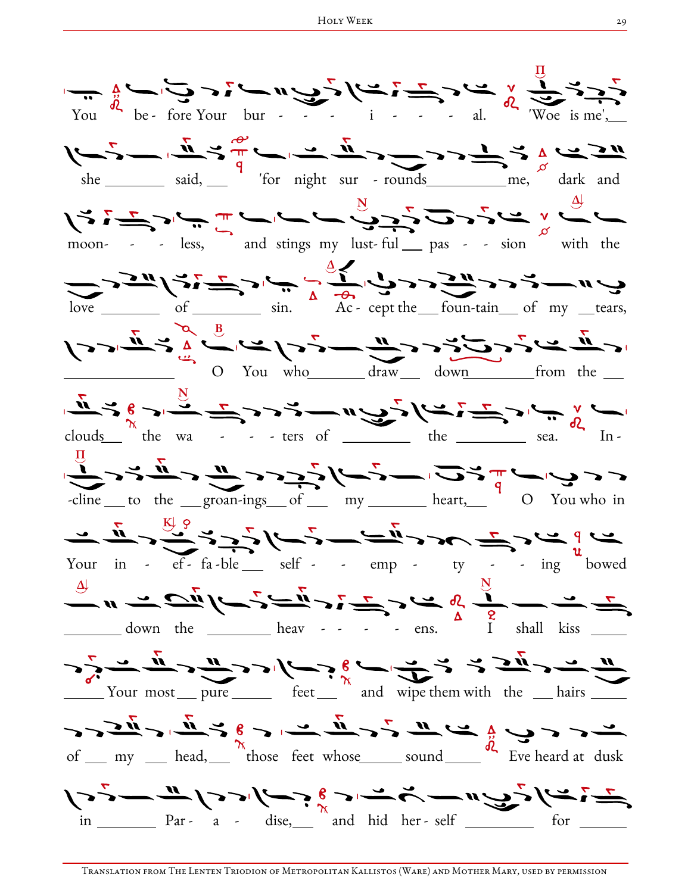You be- fore Your bur - - - i - - - al. 'Woe is me',

she said, 'for night sur - rounds me, dark and

moon- - - less, and stings my lust- ful pas - - sion with the

love of sin. Ac - cept the foun-tain of my tears,

O You who draw down from the

clouds the wa - - - ters of the sea. In -

-cline to the groan-ings of my heart, O You who in

Your in - ef - fa -ble self - - emp - ty - - ing bowed

down the heav - - - - ens. I shall kiss

Your most pure feet and wipe them with the hairs

of my head, those feet whose sound Eve heard at dusk

in Par - a - dise, and hid her - self for

Translation from The Lenten Triodion of Metropolitan Kallistos (Ware) and Mother Mary, used by permission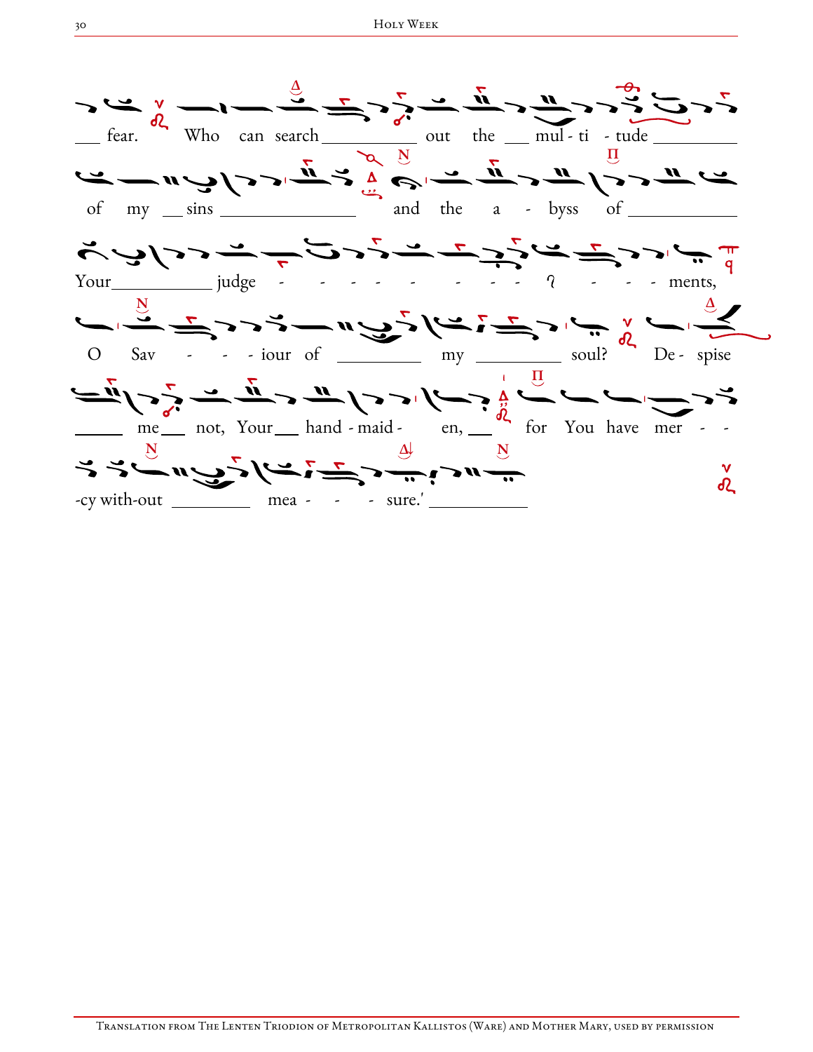___ fear. Who can search __________ out the ___ mul - ti - tude _________

of my __ sins ______________ and the a - byss of ___________

Your___________ judge - - - - - - - - ʔ - - - ments,

O Sav - - - iour of _________ my _________ soul? De - spise

_____ me___ not, Your___ hand - maid - en, ___ for You have mer - -

-cy with-out _________ mea - - - sure.' ___________

Translation from The Lenten Triodion of Metropolitan Kallistos (Ware) and Mother Mary, used by permission